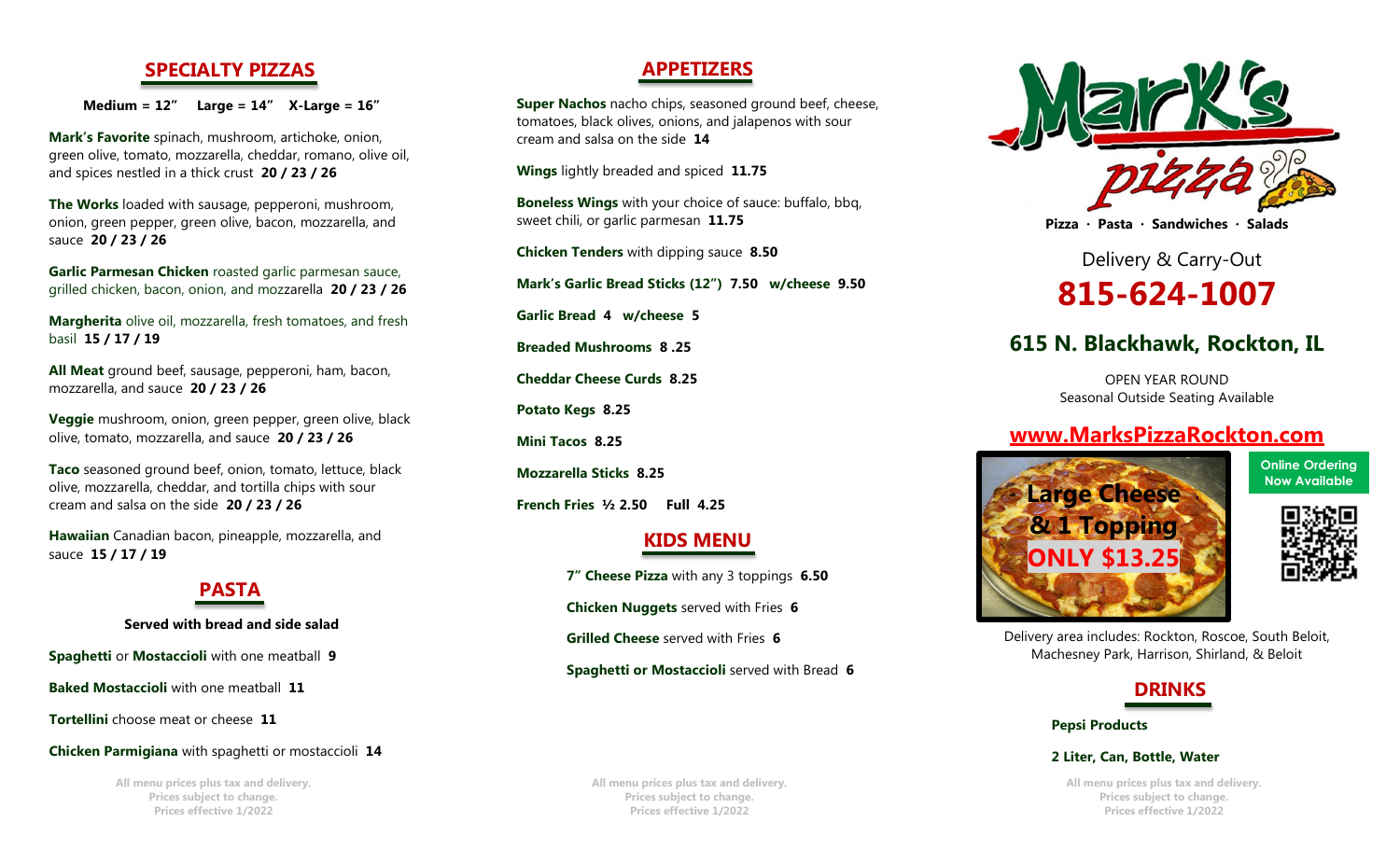## SPECIALTY PIZZAS

**Medium = 12"   Large = 14"   X-Large = 16"**

**Mark's Favorite** spinach, mushroom, artichoke, onion, green olive, tomato, mozzarella, cheddar, romano, olive oil, and spices nestled in a thick crust **20 / 23 / 26**

**The Works** loaded with sausage, pepperoni, mushroom, onion, green pepper, green olive, bacon, mozzarella, and sauce **20 / 23 / 26**

**Garlic Parmesan Chicken** roasted garlic parmesan sauce, grilled chicken, bacon, onion, and mozzarella **20 / 23 / 26**

**Margherita** olive oil, mozzarella, fresh tomatoes, and fresh basil **15 / 17 / 19**

**All Meat** ground beef, sausage, pepperoni, ham, bacon, mozzarella, and sauce **20 / 23 / 26**

**Veggie** mushroom, onion, green pepper, green olive, black olive, tomato, mozzarella, and sauce **20 / 23 / 26**

**Taco** seasoned ground beef, onion, tomato, lettuce, black olive, mozzarella, cheddar, and tortilla chips with sour cream and salsa on the side **20 / 23 / 26**

**Hawaiian** Canadian bacon, pineapple, mozzarella, and sauce **15 / 17 / 19**

## PASTA

**Served with bread and side salad**

**Spaghetti** or **Mostaccioli** with one meatball **9**

**Baked Mostaccioli** with one meatball **11**

**Tortellini** choose meat or cheese **11**

**Chicken Parmigiana** with spaghetti or mostaccioli **14**

All menu prices plus tax and delivery.
Prices subject to change.
Prices effective 1/2022

## APPETIZERS

**Super Nachos** nacho chips, seasoned ground beef, cheese, tomatoes, black olives, onions, and jalapenos with sour cream and salsa on the side **14**

**Wings** lightly breaded and spiced **11.75**

**Boneless Wings** with your choice of sauce: buffalo, bbq, sweet chili, or garlic parmesan **11.75**

**Chicken Tenders** with dipping sauce **8.50**

**Mark's Garlic Bread Sticks (12") 7.50 w/cheese 9.50**

**Garlic Bread 4 w/cheese 5**

**Breaded Mushrooms 8 .25**

**Cheddar Cheese Curds 8.25**

**Potato Kegs 8.25**

**Mini Tacos 8.25**

**Mozzarella Sticks 8.25**

**French Fries ½ 2.50   Full 4.25**

## KIDS MENU

**7" Cheese Pizza** with any 3 toppings **6.50**

**Chicken Nuggets** served with Fries **6**

**Grilled Cheese** served with Fries **6**

**Spaghetti or Mostaccioli** served with Bread **6**

All menu prices plus tax and delivery.
Prices subject to change.
Prices effective 1/2022

# Mark's pizza

**Pizza · Pasta · Sandwiches · Salads**

Delivery & Carry-Out

## 815-624-1007

## 615 N. Blackhawk, Rockton, IL

OPEN YEAR ROUND
Seasonal Outside Seating Available

**www.MarksPizzaRockton.com**

**Large Cheese & 1 Topping ONLY $13.25**

**Online Ordering Now Available**

Delivery area includes: Rockton, Roscoe, South Beloit, Machesney Park, Harrison, Shirland, & Beloit

## DRINKS

**Pepsi Products**

**2 Liter, Can, Bottle, Water**

All menu prices plus tax and delivery.
Prices subject to change.
Prices effective 1/2022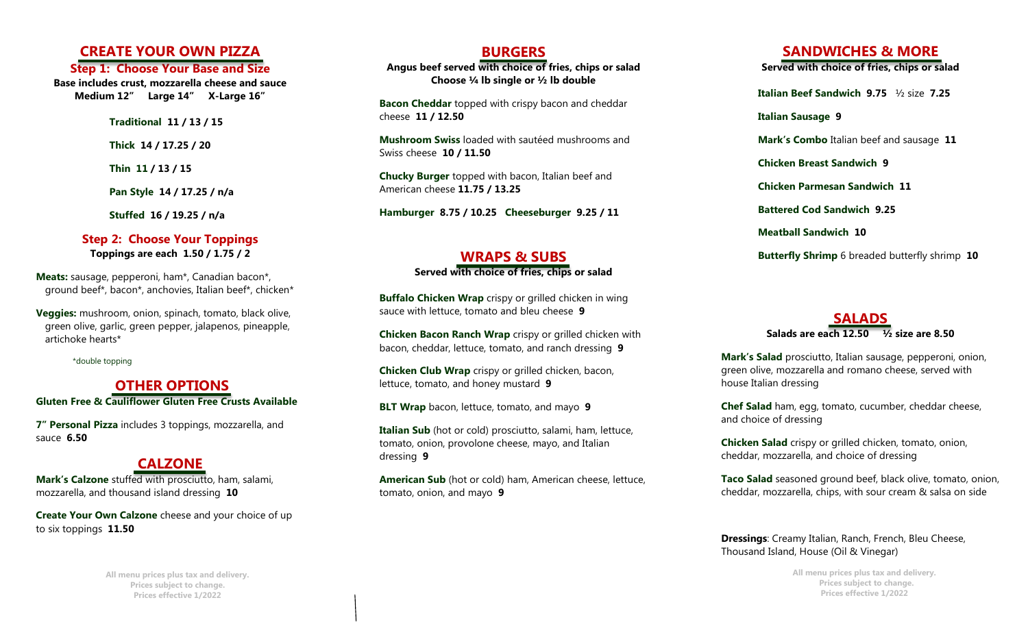## CREATE YOUR OWN PIZZA

### Step 1: Choose Your Base and Size

**Base includes crust, mozzarella cheese and sauce**
**Medium 12" Large 14" X-Large 16"**

**Traditional 11 / 13 / 15**

**Thick 14 / 17.25 / 20**

**Thin 11 / 13 / 15**

**Pan Style 14 / 17.25 / n/a**

**Stuffed 16 / 19.25 / n/a**

### Step 2: Choose Your Toppings

**Toppings are each 1.50 / 1.75 / 2**

**Meats:** sausage, pepperoni, ham*, Canadian bacon*, ground beef*, bacon*, anchovies, Italian beef*, chicken*

**Veggies:** mushroom, onion, spinach, tomato, black olive, green olive, garlic, green pepper, jalapenos, pineapple, artichoke hearts*

*double topping

## OTHER OPTIONS

**Gluten Free & Cauliflower Gluten Free Crusts Available**

**7" Personal Pizza** includes 3 toppings, mozzarella, and sauce **6.50**

## CALZONE

**Mark's Calzone** stuffed with prosciutto, ham, salami, mozzarella, and thousand island dressing **10**

**Create Your Own Calzone** cheese and your choice of up to six toppings **11.50**

All menu prices plus tax and delivery.
Prices subject to change.
Prices effective 1/2022

## BURGERS

**Angus beef served with choice of fries, chips or salad**
**Choose ¼ lb single or ½ lb double**

**Bacon Cheddar** topped with crispy bacon and cheddar cheese **11 / 12.50**

**Mushroom Swiss** loaded with sautéed mushrooms and Swiss cheese **10 / 11.50**

**Chucky Burger** topped with bacon, Italian beef and American cheese **11.75 / 13.25**

**Hamburger 8.75 / 10.25 Cheeseburger 9.25 / 11**

## WRAPS & SUBS

**Served with choice of fries, chips or salad**

**Buffalo Chicken Wrap** crispy or grilled chicken in wing sauce with lettuce, tomato and bleu cheese **9**

**Chicken Bacon Ranch Wrap** crispy or grilled chicken with bacon, cheddar, lettuce, tomato, and ranch dressing **9**

**Chicken Club Wrap** crispy or grilled chicken, bacon, lettuce, tomato, and honey mustard **9**

**BLT Wrap** bacon, lettuce, tomato, and mayo **9**

**Italian Sub** (hot or cold) prosciutto, salami, ham, lettuce, tomato, onion, provolone cheese, mayo, and Italian dressing **9**

**American Sub** (hot or cold) ham, American cheese, lettuce, tomato, onion, and mayo **9**

## SANDWICHES & MORE

**Served with choice of fries, chips or salad**

**Italian Beef Sandwich 9.75** ½ size **7.25**

**Italian Sausage 9**

**Mark's Combo** Italian beef and sausage **11**

**Chicken Breast Sandwich 9**

**Chicken Parmesan Sandwich 11**

**Battered Cod Sandwich 9.25**

**Meatball Sandwich 10**

**Butterfly Shrimp** 6 breaded butterfly shrimp **10**

## SALADS

**Salads are each 12.50 ½ size are 8.50**

**Mark's Salad** prosciutto, Italian sausage, pepperoni, onion, green olive, mozzarella and romano cheese, served with house Italian dressing

**Chef Salad** ham, egg, tomato, cucumber, cheddar cheese, and choice of dressing

**Chicken Salad** crispy or grilled chicken, tomato, onion, cheddar, mozzarella, and choice of dressing

**Taco Salad** seasoned ground beef, black olive, tomato, onion, cheddar, mozzarella, chips, with sour cream & salsa on side

**Dressings**: Creamy Italian, Ranch, French, Bleu Cheese, Thousand Island, House (Oil & Vinegar)

All menu prices plus tax and delivery.
Prices subject to change.
Prices effective 1/2022